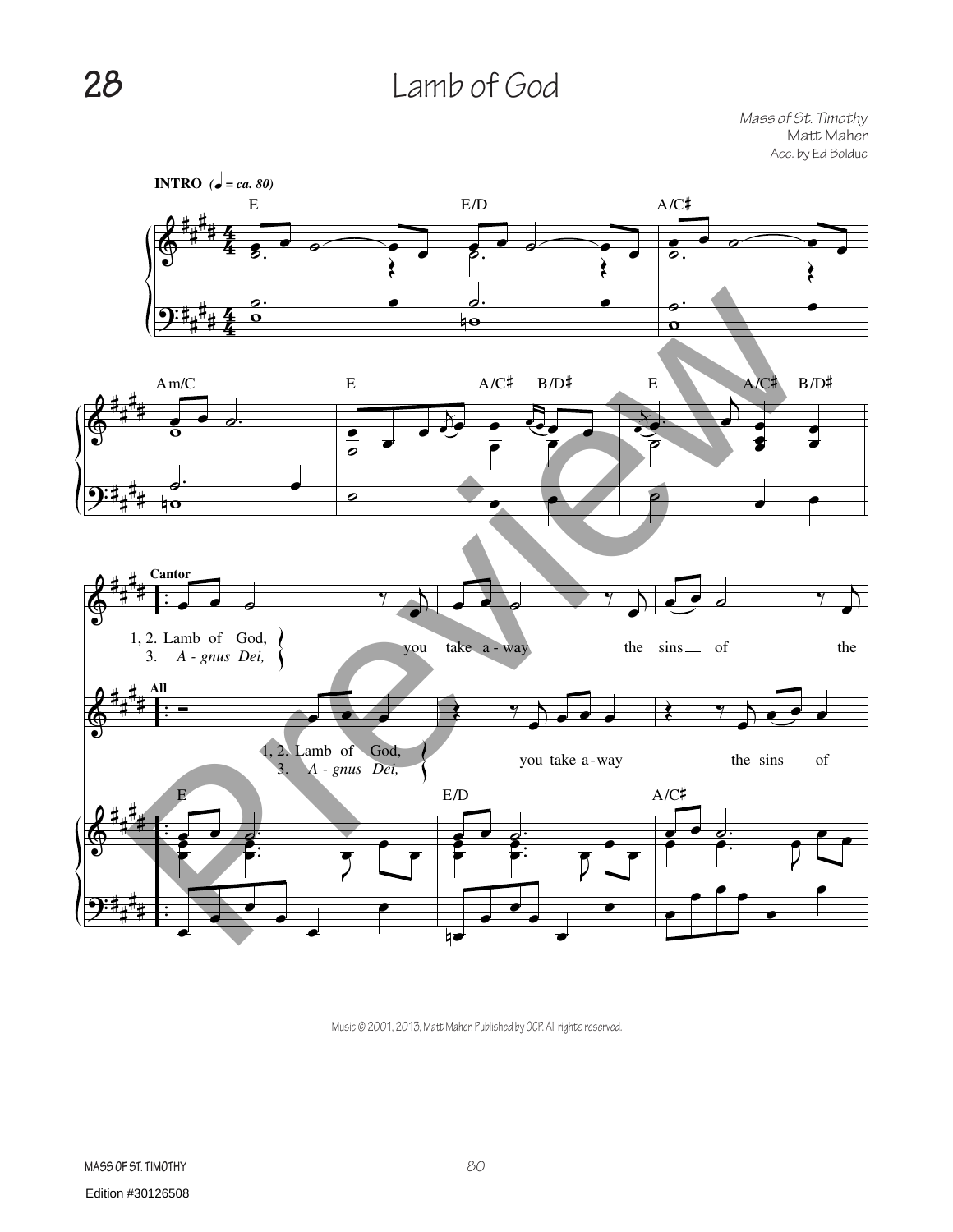# Lamb of God

*Mass of St. Timothy*
Matt Maher
Acc. by Ed Bolduc

**INTRO** (♩ = ca. 80)

E E/D A/C♯

Am/C E A/C♯ B/D♯ E A/C♯ B/D♯

**Cantor**

1, 2. Lamb of God, you take a-way the sins of the
3. *A - gnus Dei,*

**All**

1, 2. Lamb of God, you take a-way the sins of
3. *A - gnus Dei,*

E E/D A/C♯

Music © 2001, 2013, Matt Maher. Published by OCP. All rights reserved.

MASS OF ST. TIMOTHY

Edition #30126508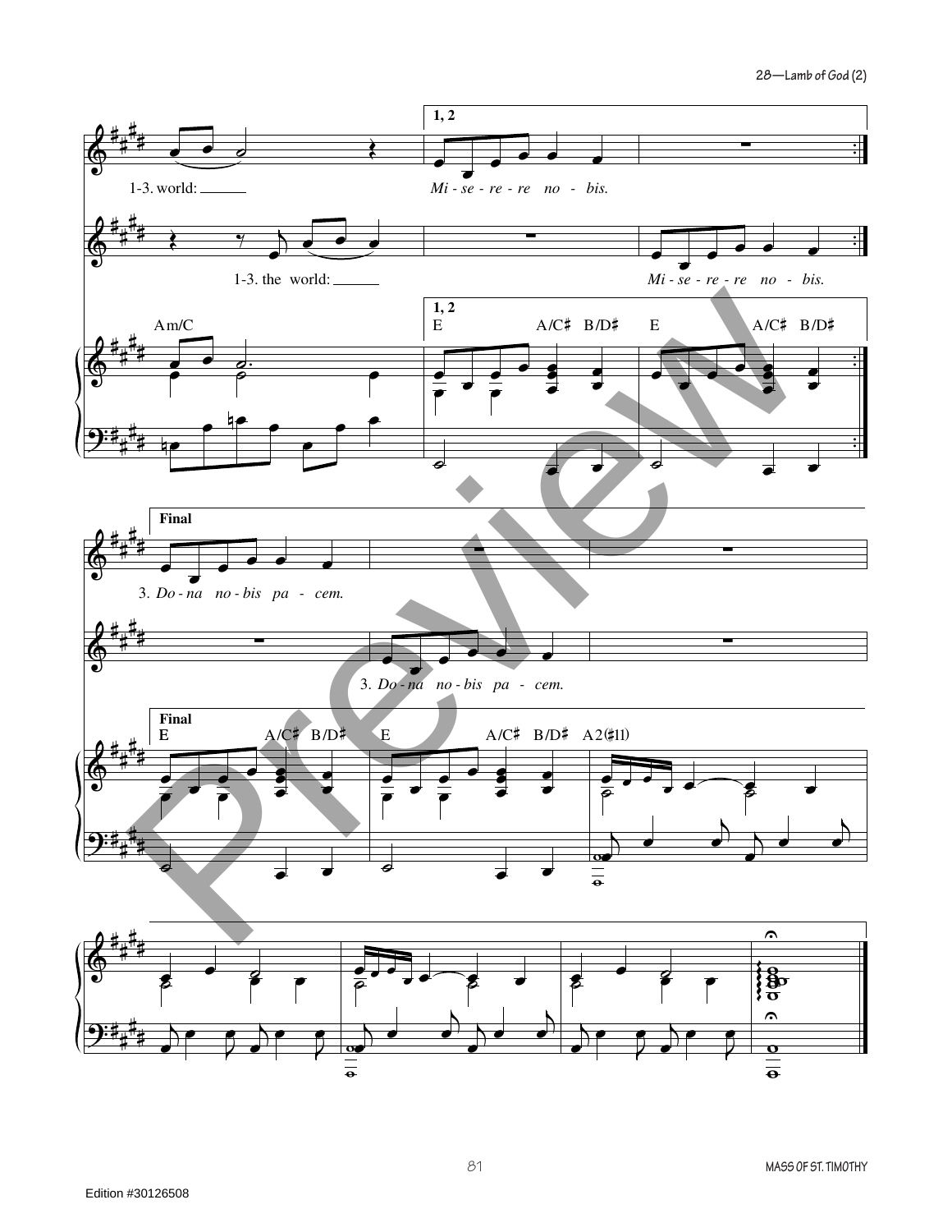1, 2

1-3. world: *Mi - se - re - re no - bis.*

1-3. the world: *Mi - se - re - re no - bis.*

Am/C | 1, 2 E A/C♯ B/D♯ | E A/C♯ B/D♯

Final

3. *Do - na no - bis pa - cem.*

3. *Do - na no - bis pa - cem.*

Final E A/C♯ B/D♯ | E A/C♯ B/D♯ | A2(♯11)

Edition #30126508